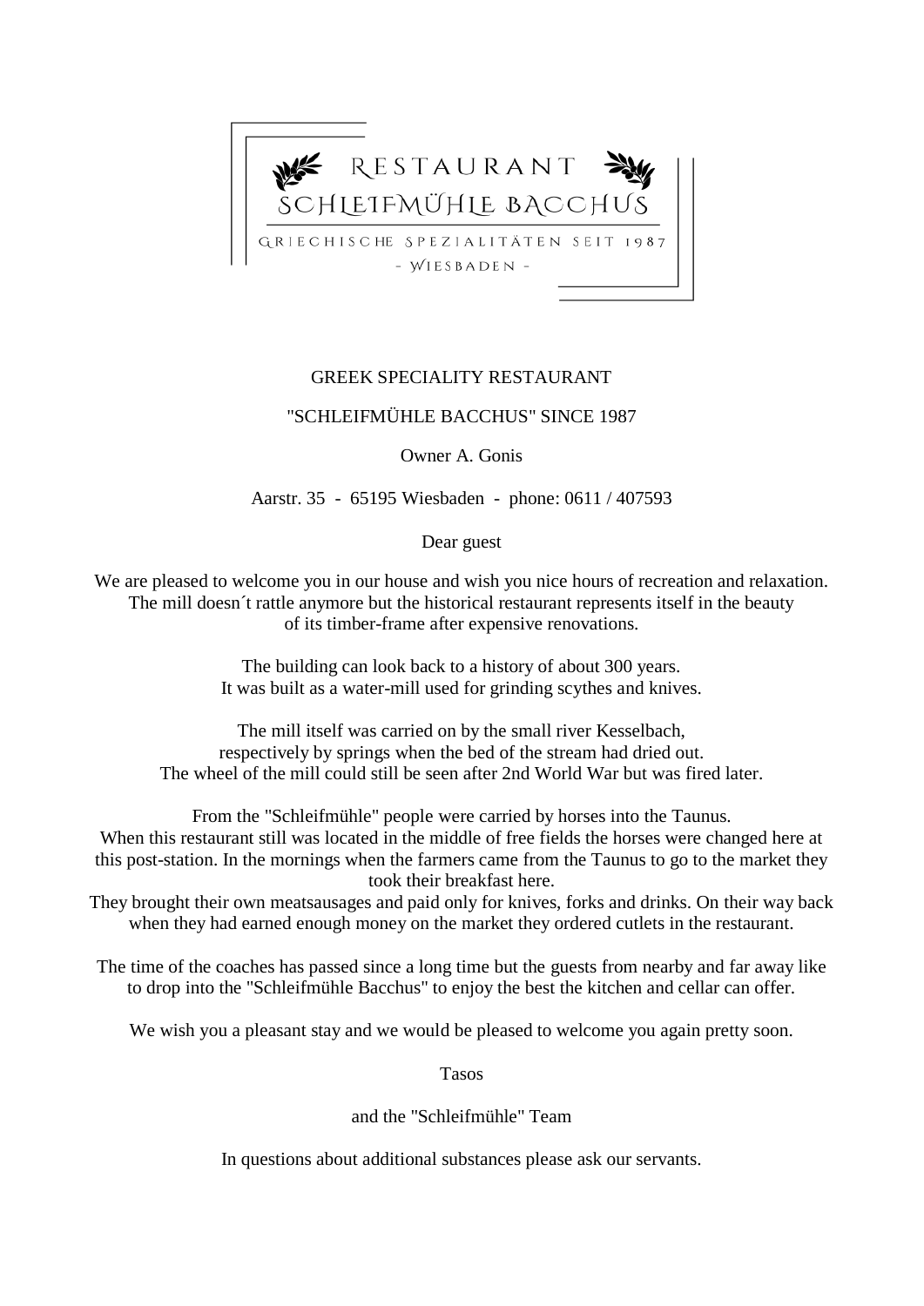# RESTAURANT SCHLEIFMÜHLE BACCHUS

GRIECHISCHE SPEZIALITÄTEN SEIT 1987

- WIESBADEN -

GREEK SPECIALITY RESTAURANT

"SCHLEIFMÜHLE BACCHUS" SINCE 1987

Owner A. Gonis

Aarstr. 35 - 65195 Wiesbaden - phone: 0611 / 407593

Dear guest

We are pleased to welcome you in our house and wish you nice hours of recreation and relaxation. The mill doesn´t rattle anymore but the historical restaurant represents itself in the beauty of its timber-frame after expensive renovations.

The building can look back to a history of about 300 years. It was built as a water-mill used for grinding scythes and knives.

The mill itself was carried on by the small river Kesselbach, respectively by springs when the bed of the stream had dried out. The wheel of the mill could still be seen after 2nd World War but was fired later.

From the "Schleifmühle" people were carried by horses into the Taunus. When this restaurant still was located in the middle of free fields the horses were changed here at this post-station. In the mornings when the farmers came from the Taunus to go to the market they took their breakfast here. They brought their own meatsausages and paid only for knives, forks and drinks. On their way back when they had earned enough money on the market they ordered cutlets in the restaurant.

The time of the coaches has passed since a long time but the guests from nearby and far away like to drop into the "Schleifmühle Bacchus" to enjoy the best the kitchen and cellar can offer.

We wish you a pleasant stay and we would be pleased to welcome you again pretty soon.

Tasos

and the "Schleifmühle" Team

In questions about additional substances please ask our servants.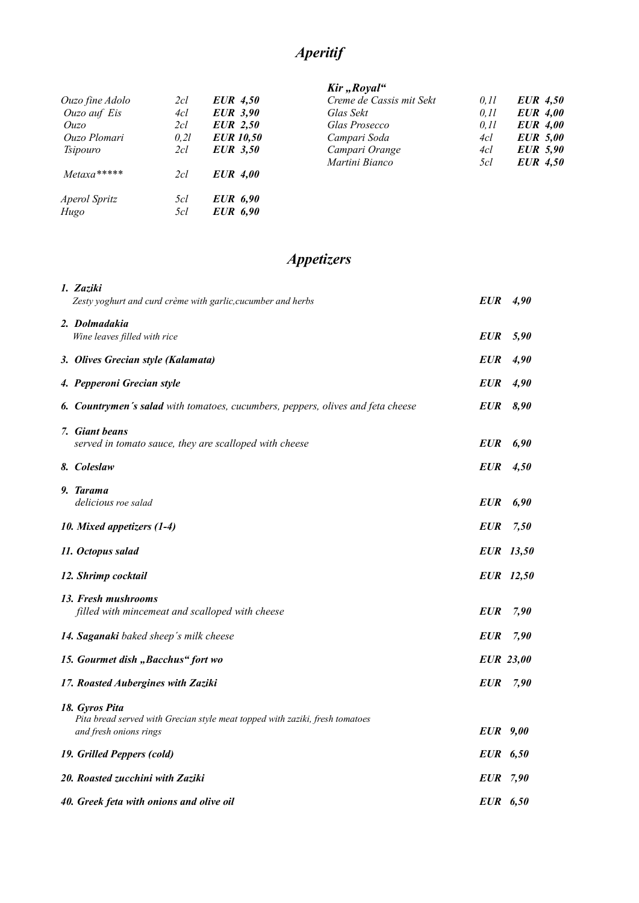# *Aperitif*

| | | |
|---|---|---|
| *Ouzo fine Adolo* | *2cl* | ***EUR 4,50*** |
| *Ouzo auf Eis* | *4cl* | ***EUR 3,90*** |
| *Ouzo* | *2cl* | ***EUR 2,50*** |
| *Ouzo Plomari* | *0,2l* | ***EUR 10,50*** |
| *Tsipouro* | *2cl* | ***EUR 3,50*** |
| *Metaxa******* | *2cl* | ***EUR 4,00*** |
| *Aperol Spritz* | *5cl* | ***EUR 6,90*** |
| *Hugo* | *5cl* | ***EUR 6,90*** |

***Kir „Royal"***

| | | |
|---|---|---|
| *Creme de Cassis mit Sekt* | *0,1l* | ***EUR 4,50*** |
| *Glas Sekt* | *0,1l* | ***EUR 4,00*** |
| *Glas Prosecco* | *0,1l* | ***EUR 4,00*** |
| *Campari Soda* | *4cl* | ***EUR 5,00*** |
| *Campari Orange* | *4cl* | ***EUR 5,90*** |
| *Martini Bianco* | *5cl* | ***EUR 4,50*** |

# *Appetizers*

***1. Zaziki***
*Zesty yoghurt and curd crème with garlic,cucumber and herbs* — ***EUR 4,90***

***2. Dolmadakia***
*Wine leaves filled with rice* — ***EUR 5,90***

***3. Olives Grecian style (Kalamata)*** — ***EUR 4,90***

***4. Pepperoni Grecian style*** — ***EUR 4,90***

***6. Countrymen´s salad*** *with tomatoes, cucumbers, peppers, olives and feta cheese* — ***EUR 8,90***

***7. Giant beans***
*served in tomato sauce, they are scalloped with cheese* — ***EUR 6,90***

***8. Coleslaw*** — ***EUR 4,50***

***9. Tarama***
*delicious roe salad* — ***EUR 6,90***

***10. Mixed appetizers (1-4)*** — ***EUR 7,50***

***11. Octopus salad*** — ***EUR 13,50***

***12. Shrimp cocktail*** — ***EUR 12,50***

***13. Fresh mushrooms***
*filled with mincemeat and scalloped with cheese* — ***EUR 7,90***

***14. Saganaki*** *baked sheep´s milk cheese* — ***EUR 7,90***

***15. Gourmet dish „Bacchus" fort wo*** — ***EUR 23,00***

***17. Roasted Aubergines with Zaziki*** — ***EUR 7,90***

***18. Gyros Pita***
*Pita bread served with Grecian style meat topped with zaziki, fresh tomatoes and fresh onions rings* — ***EUR 9,00***

***19. Grilled Peppers (cold)*** — ***EUR 6,50***

***20. Roasted zucchini with Zaziki*** — ***EUR 7,90***

***40. Greek feta with onions and olive oil*** — ***EUR 6,50***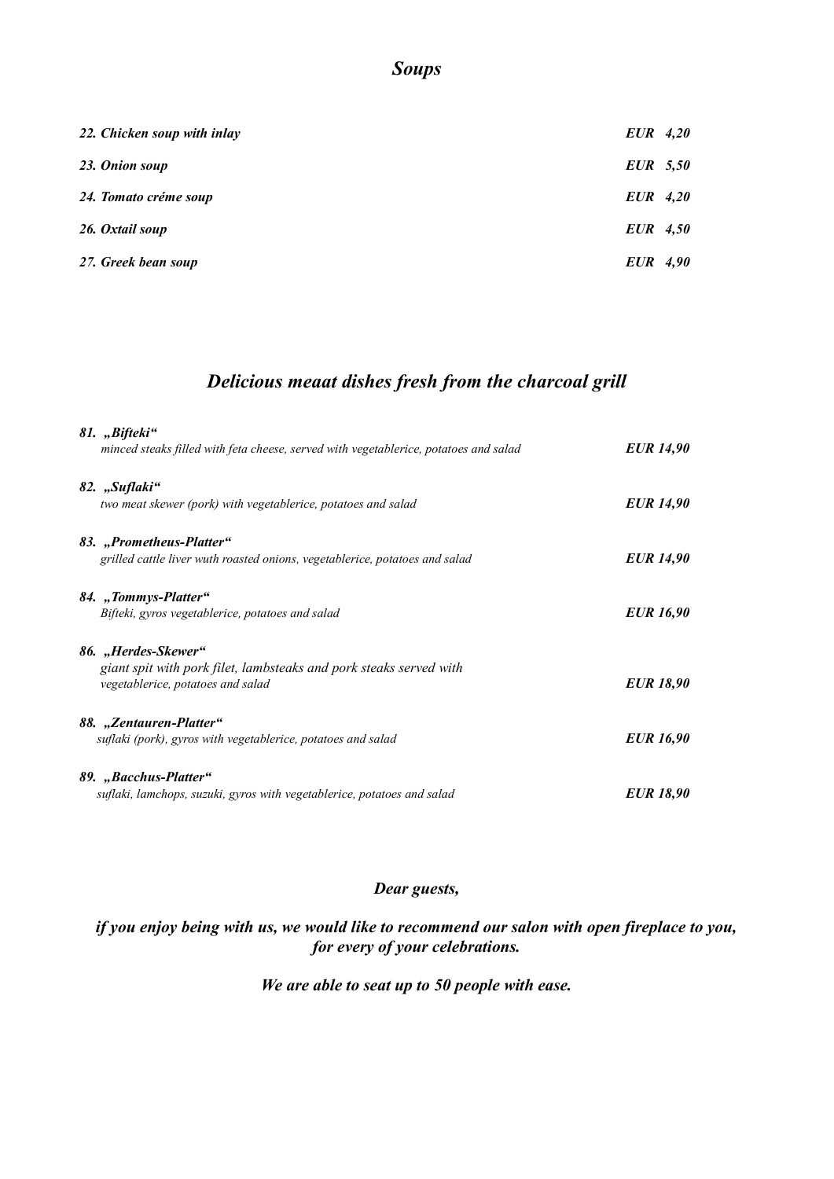## *Soups*

| | |
|---|---|
| ***22. Chicken soup with inlay*** | ***EUR 4,20*** |
| ***23. Onion soup*** | ***EUR 5,50*** |
| ***24. Tomato créme soup*** | ***EUR 4,20*** |
| ***26. Oxtail soup*** | ***EUR 4,50*** |
| ***27. Greek bean soup*** | ***EUR 4,90*** |

## *Delicious meaat dishes fresh from the charcoal grill*

***81. „Bifteki“***
*minced steaks filled with feta cheese, served with vegetablerice, potatoes and salad* ***EUR 14,90***

***82. „Suflaki“***
*two meat skewer (pork) with vegetablerice, potatoes and salad* ***EUR 14,90***

***83. „Prometheus-Platter“***
*grilled cattle liver wuth roasted onions, vegetablerice, potatoes and salad* ***EUR 14,90***

***84. „Tommys-Platter“***
*Bifteki, gyros vegetablerice, potatoes and salad* ***EUR 16,90***

***86. „Herdes-Skewer“***
*giant spit with pork filet, lambsteaks and pork steaks served with vegetablerice, potatoes and salad* ***EUR 18,90***

***88. „Zentauren-Platter“***
*suflaki (pork), gyros with vegetablerice, potatoes and salad* ***EUR 16,90***

***89. „Bacchus-Platter“***
*suflaki, lamchops, suzuki, gyros with vegetablerice, potatoes and salad* ***EUR 18,90***

***Dear guests,***

***if you enjoy being with us, we would like to recommend our salon with open fireplace to you, for every of your celebrations.***

***We are able to seat up to 50 people with ease.***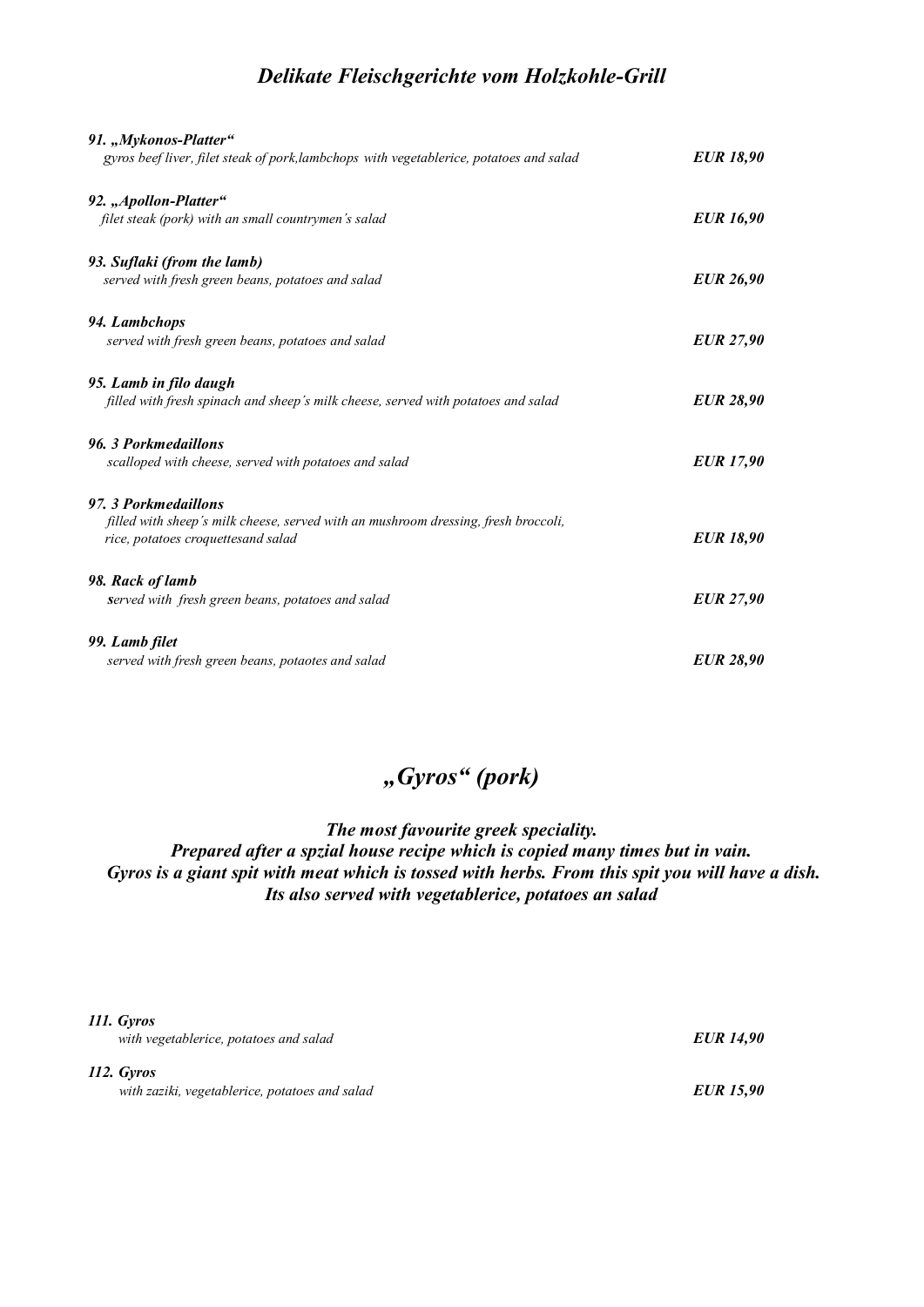## *Delikate Fleischgerichte vom Holzkohle-Grill*

***91. „Mykonos-Platter“***
*gyros beef liver, filet steak of pork,lambchops with vegetablerice, potatoes and salad* ***EUR 18,90***

***92. „Apollon-Platter“***
*filet steak (pork) with an small countrymen´s salad* ***EUR 16,90***

***93. Suflaki (from the lamb)***
*served with fresh green beans, potatoes and salad* ***EUR 26,90***

***94. Lambchops***
*served with fresh green beans, potatoes and salad* ***EUR 27,90***

***95. Lamb in filo daugh***
*filled with fresh spinach and sheep´s milk cheese, served with potatoes and salad* ***EUR 28,90***

***96. 3 Porkmedaillons***
*scalloped with cheese, served with potatoes and salad* ***EUR 17,90***

***97. 3 Porkmedaillons***
*filled with sheep´s milk cheese, served with an mushroom dressing, fresh broccoli, rice, potatoes croquettesand salad* ***EUR 18,90***

***98. Rack of lamb***
*served with fresh green beans, potatoes and salad* ***EUR 27,90***

***99. Lamb filet***
*served with fresh green beans, potaotes and salad* ***EUR 28,90***

## *„Gyros“ (pork)*

***The most favourite greek speciality.***
***Prepared after a spzial house recipe which is copied many times but in vain.***
***Gyros is a giant spit with meat which is tossed with herbs. From this spit you will have a dish.***
***Its also served with vegetablerice, potatoes an salad***

***111. Gyros***
*with vegetablerice, potatoes and salad* ***EUR 14,90***

***112. Gyros***
*with zaziki, vegetablerice, potatoes and salad* ***EUR 15,90***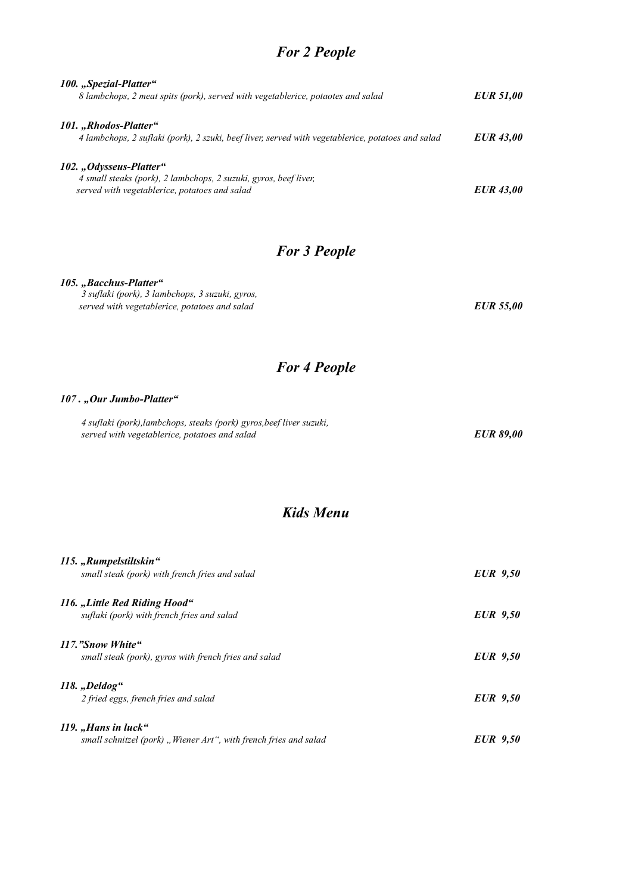## *For 2 People*

***100. „Spezial-Platter"***
*8 lambchops, 2 meat spits (pork), served with vegetablerice, potaotes and salad* ***EUR 51,00***

***101. „Rhodos-Platter"***
*4 lambchops, 2 suflaki (pork), 2 szuki, beef liver, served with vegetablerice, potatoes and salad* ***EUR 43,00***

***102. „Odysseus-Platter"***
*4 small steaks (pork), 2 lambchops, 2 suzuki, gyros, beef liver,*
*served with vegetablerice, potatoes and salad* ***EUR 43,00***

## *For 3 People*

***105. „Bacchus-Platter"***
*3 suflaki (pork), 3 lambchops, 3 suzuki, gyros,*
*served with vegetablerice, potatoes and salad* ***EUR 55,00***

## *For 4 People*

***107 . „Our Jumbo-Platter"***

*4 suflaki (pork),lambchops, steaks (pork) gyros,beef liver suzuki,*
*served with vegetablerice, potatoes and salad* ***EUR 89,00***

## *Kids Menu*

***115. „Rumpelstiltskin"***
*small steak (pork) with french fries and salad* ***EUR 9,50***

***116. „Little Red Riding Hood"***
*suflaki (pork) with french fries and salad* ***EUR 9,50***

***117."Snow White"***
*small steak (pork), gyros with french fries and salad* ***EUR 9,50***

***118. „Deldog"***
*2 fried eggs, french fries and salad* ***EUR 9,50***

***119. „Hans in luck"***
*small schnitzel (pork) „Wiener Art", with french fries and salad* ***EUR 9,50***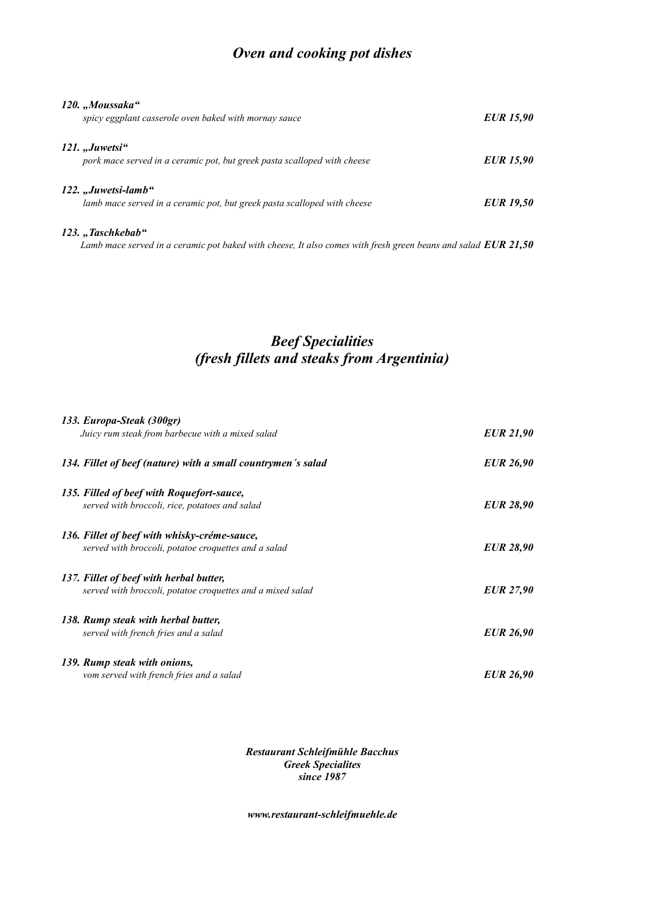## *Oven and cooking pot dishes*

***120. „Moussaka“***
*spicy eggplant casserole oven baked with mornay sauce* ***EUR 15,90***

***121. „Juwetsi“***
*pork mace served in a ceramic pot, but greek pasta scalloped with cheese* ***EUR 15,90***

***122. „Juwetsi-lamb“***
*lamb mace served in a ceramic pot, but greek pasta scalloped with cheese* ***EUR 19,50***

***123. „Taschkebab“***
*Lamb mace served in a ceramic pot baked with cheese, It also comes with fresh green beans and salad* ***EUR 21,50***

## *Beef Specialities*
## *(fresh fillets and steaks from Argentinia)*

***133. Europa-Steak (300gr)***
*Juicy rum steak from barbecue with a mixed salad* ***EUR 21,90***

***134. Fillet of beef (nature) with a small countrymen´s salad*** ***EUR 26,90***

***135. Filled of beef with Roquefort-sauce,***
*served with broccoli, rice, potatoes and salad* ***EUR 28,90***

***136. Fillet of beef with whisky-créme-sauce,***
*served with broccoli, potatoe croquettes and a salad* ***EUR 28,90***

***137. Fillet of beef with herbal butter,***
*served with broccoli, potatoe croquettes and a mixed salad* ***EUR 27,90***

***138. Rump steak with herbal butter,***
*served with french fries and a salad* ***EUR 26,90***

***139. Rump steak with onions,***
*vom served with french fries and a salad* ***EUR 26,90***

***Restaurant Schleifmühle Bacchus***
***Greek Specialites***
***since 1987***

***www.restaurant-schleifmuehle.de***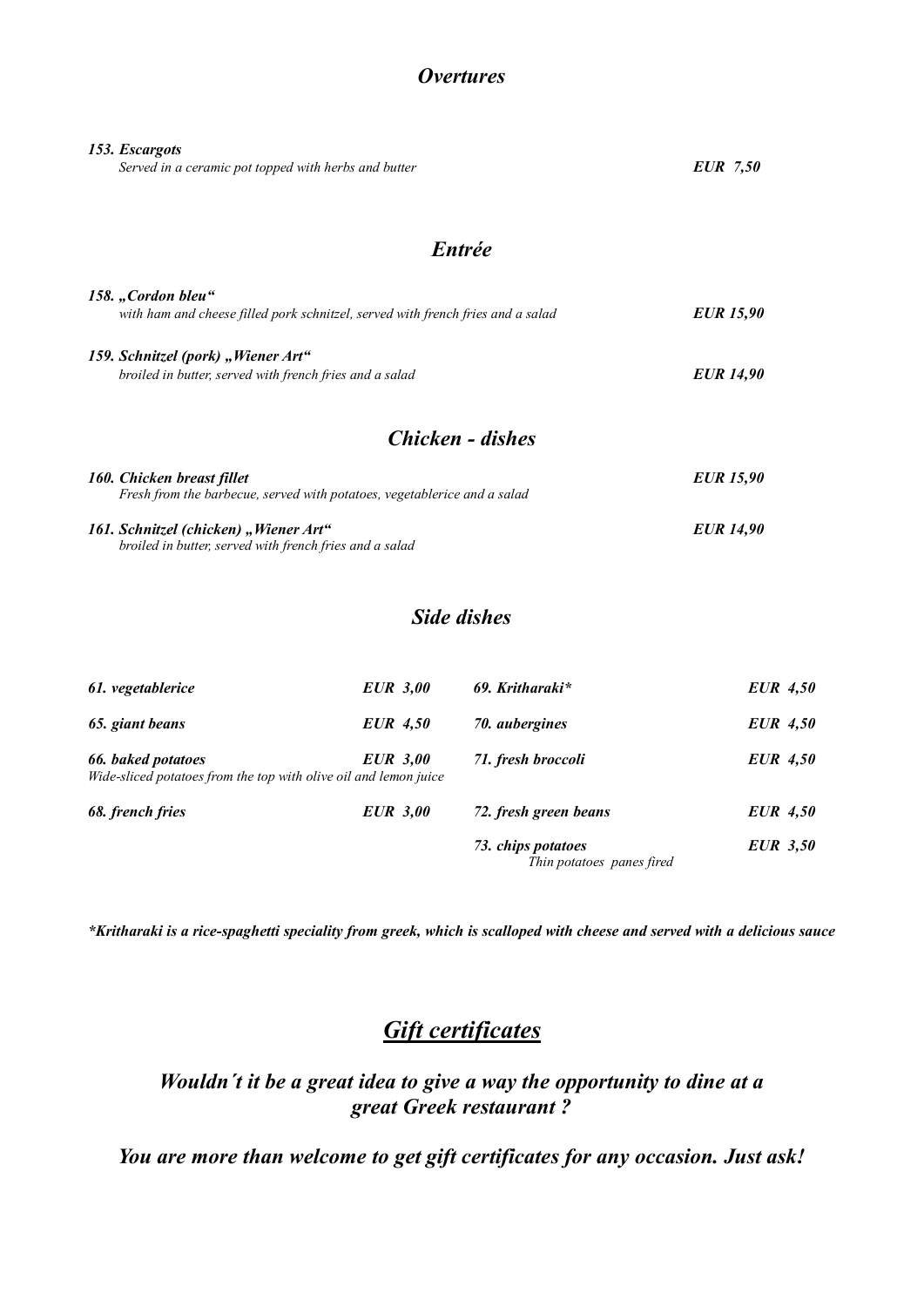## *Overtures*

***153. Escargots***
*Served in a ceramic pot topped with herbs and butter* ***EUR 7,50***

## *Entrée*

***158. „Cordon bleu"***
*with ham and cheese filled pork schnitzel, served with french fries and a salad* ***EUR 15,90***

***159. Schnitzel (pork) „Wiener Art"***
*broiled in butter, served with french fries and a salad* ***EUR 14,90***

## *Chicken - dishes*

***160. Chicken breast fillet*** ***EUR 15,90***
*Fresh from the barbecue, served with potatoes, vegetablerice and a salad*

***161. Schnitzel (chicken) „Wiener Art"*** ***EUR 14,90***
*broiled in butter, served with french fries and a salad*

## *Side dishes*

***61. vegetablerice*** ***EUR 3,00***

***65. giant beans*** ***EUR 4,50***

***66. baked potatoes*** ***EUR 3,00***
*Wide-sliced potatoes from the top with olive oil and lemon juice*

***68. french fries*** ***EUR 3,00***

***69. Kritharaki**** ***EUR 4,50***

***70. aubergines*** ***EUR 4,50***

***71. fresh broccoli*** ***EUR 4,50***

***72. fresh green beans*** ***EUR 4,50***

***73. chips potatoes*** ***EUR 3,50***
*Thin potatoes panes fired*

****Kritharaki is a rice-spaghetti speciality from greek, which is scalloped with cheese and served with a delicious sauce***

## ***<u>Gift certificates</u>***

### *Wouldn´t it be a great idea to give a way the opportunity to dine at a great Greek restaurant ?*

### *You are more than welcome to get gift certificates for any occasion. Just ask!*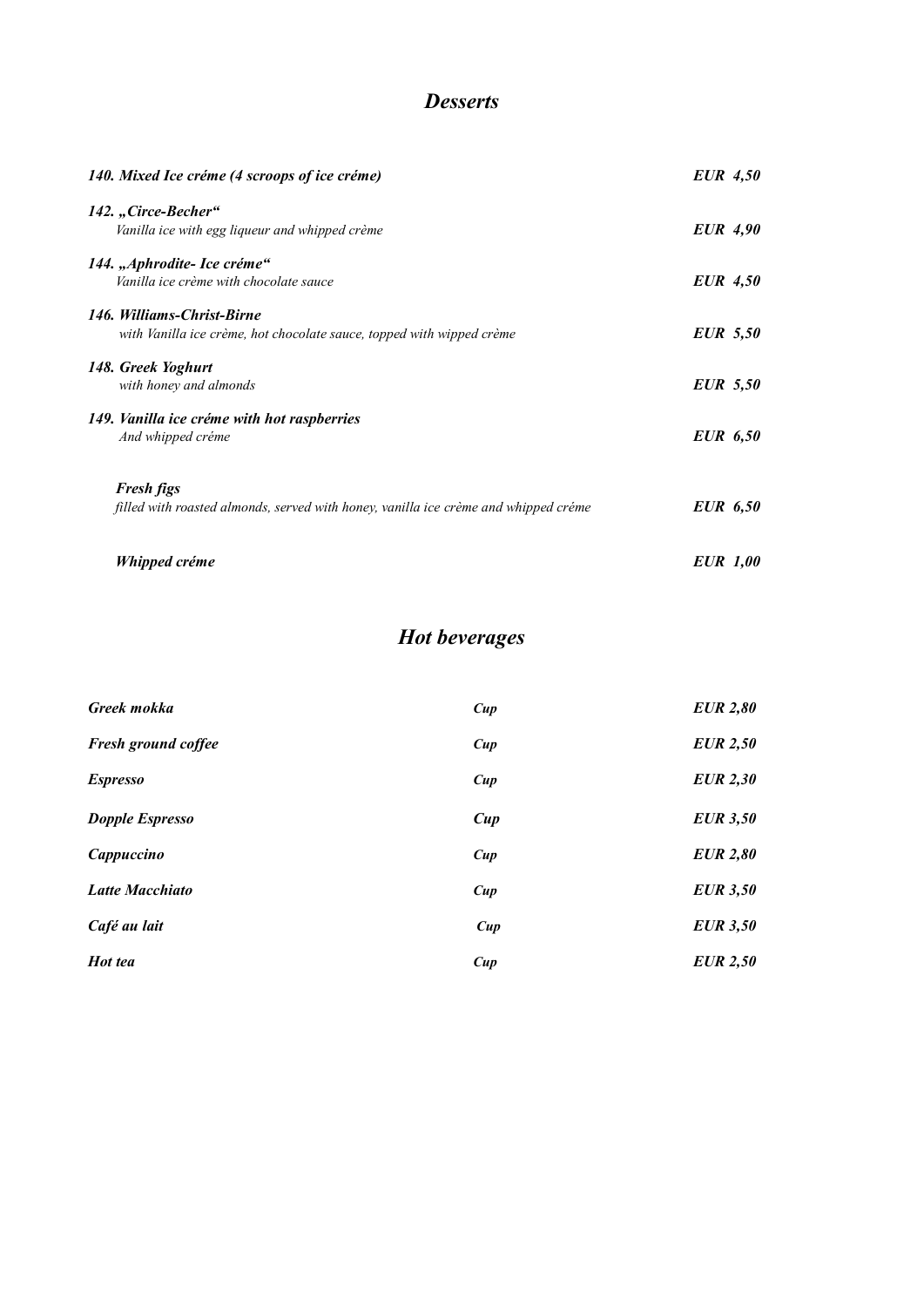# *Desserts*

***140. Mixed Ice créme (4 scroops of ice créme)*** ***EUR 4,50***

***142. „Circe-Becher"***
*Vanilla ice with egg liqueur and whipped crème* ***EUR 4,90***

***144. „Aphrodite- Ice créme"***
*Vanilla ice crème with chocolate sauce* ***EUR 4,50***

***146. Williams-Christ-Birne***
*with Vanilla ice crème, hot chocolate sauce, topped with wipped crème* ***EUR 5,50***

***148. Greek Yoghurt***
*with honey and almonds* ***EUR 5,50***

***149. Vanilla ice créme with hot raspberries***
*And whipped créme* ***EUR 6,50***

***Fresh figs***
*filled with roasted almonds, served with honey, vanilla ice crème and whipped créme* ***EUR 6,50***

***Whipped créme*** ***EUR 1,00***

# *Hot beverages*

| | | |
|---|---|---|
| ***Greek mokka*** | ***Cup*** | ***EUR 2,80*** |
| ***Fresh ground coffee*** | ***Cup*** | ***EUR 2,50*** |
| ***Espresso*** | ***Cup*** | ***EUR 2,30*** |
| ***Dopple Espresso*** | ***Cup*** | ***EUR 3,50*** |
| ***Cappuccino*** | ***Cup*** | ***EUR 2,80*** |
| ***Latte Macchiato*** | ***Cup*** | ***EUR 3,50*** |
| ***Café au lait*** | ***Cup*** | ***EUR 3,50*** |
| ***Hot tea*** | ***Cup*** | ***EUR 2,50*** |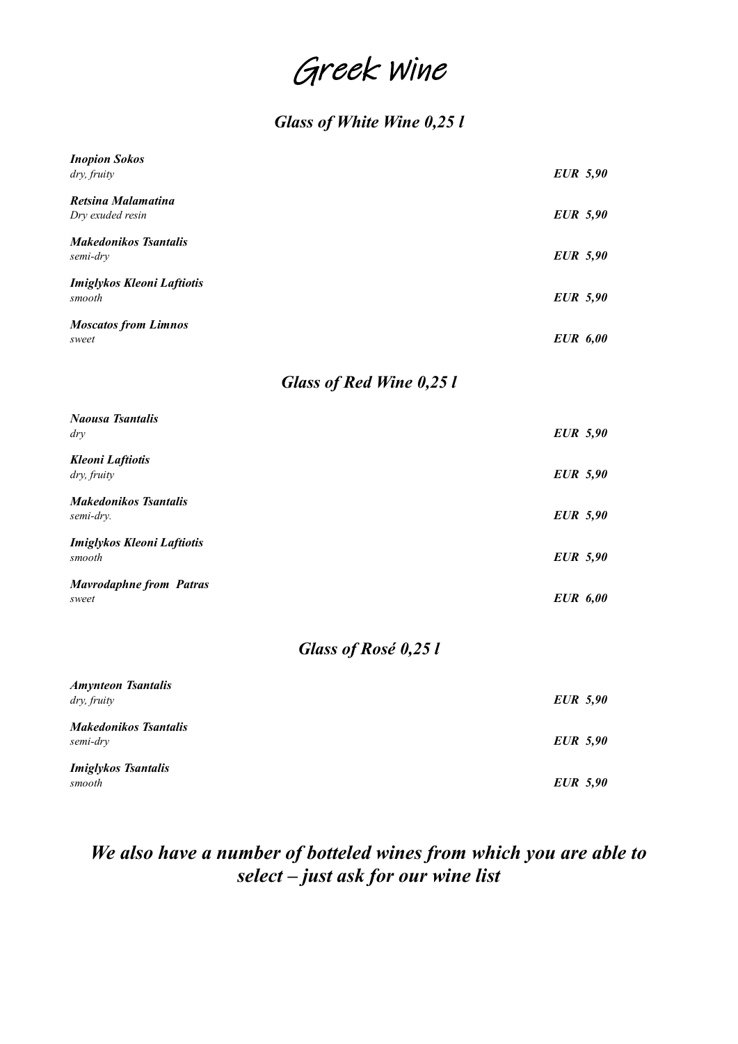# Greek Wine

## *Glass of White Wine 0,25 l*

***Inopion Sokos***
*dry, fruity* — ***EUR 5,90***

***Retsina Malamatina***
*Dry exuded resin* — ***EUR 5,90***

***Makedonikos Tsantalis***
*semi-dry* — ***EUR 5,90***

***Imiglykos Kleoni Laftiotis***
*smooth* — ***EUR 5,90***

***Moscatos from Limnos***
*sweet* — ***EUR 6,00***

## *Glass of Red Wine 0,25 l*

***Naousa Tsantalis***
*dry* — ***EUR 5,90***

***Kleoni Laftiotis***
*dry, fruity* — ***EUR 5,90***

***Makedonikos Tsantalis***
*semi-dry.* — ***EUR 5,90***

***Imiglykos Kleoni Laftiotis***
*smooth* — ***EUR 5,90***

***Mavrodaphne from Patras***
*sweet* — ***EUR 6,00***

## *Glass of Rosé 0,25 l*

***Amynteon Tsantalis***
*dry, fruity* — ***EUR 5,90***

***Makedonikos Tsantalis***
*semi-dry* — ***EUR 5,90***

***Imiglykos Tsantalis***
*smooth* — ***EUR 5,90***

***We also have a number of botteled wines from which you are able to select – just ask for our wine list***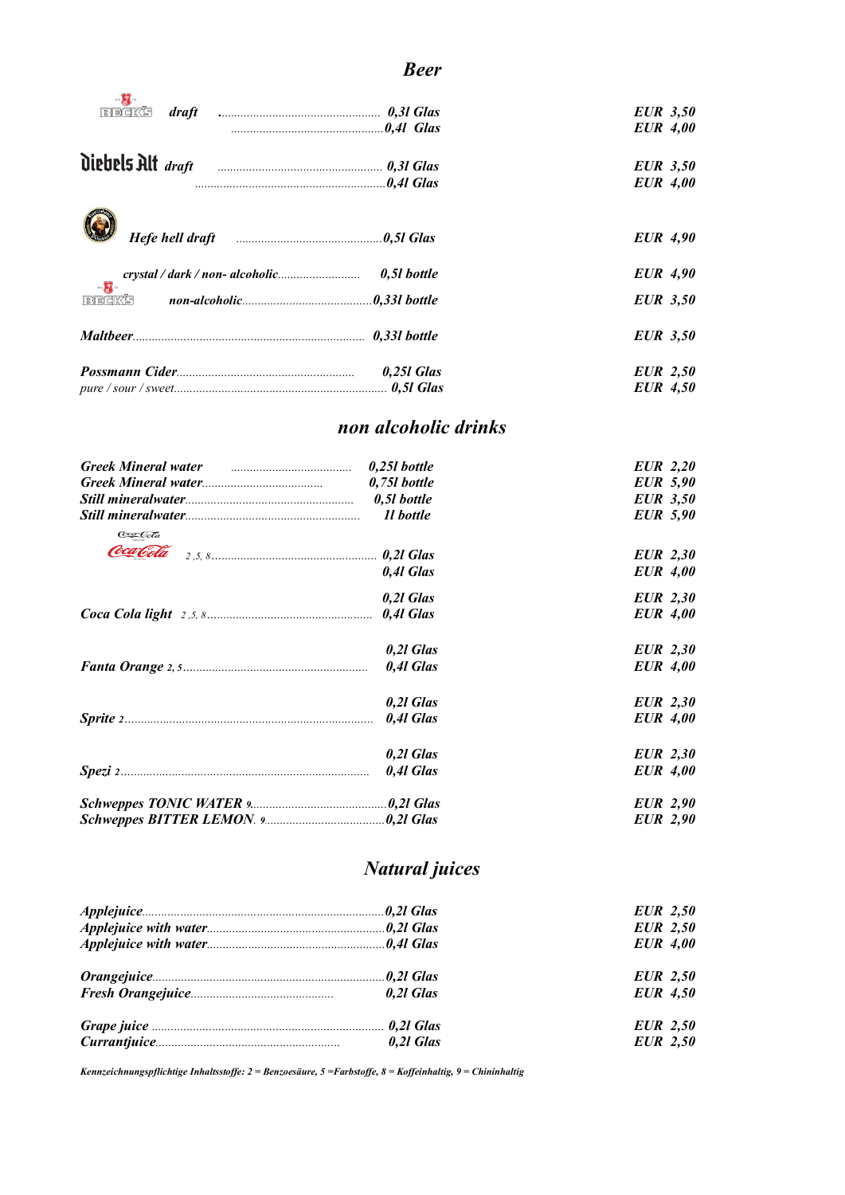# Beer

| | | |
|---|---|---|
| BECK'S draft | 0,3l Glas | EUR 3,50 |
| | 0,4l Glas | EUR 4,00 |
| Diebels Alt draft | 0,3l Glas | EUR 3,50 |
| | 0,4l Glas | EUR 4,00 |
| Hefe hell draft | 0,5l Glas | EUR 4,90 |
| crystal / dark / non- alcoholic | 0,5l bottle | EUR 4,90 |
| BECK'S non-alcoholic | 0,33l bottle | EUR 3,50 |
| Maltbeer | 0,33l bottle | EUR 3,50 |
| Possmann Cider | 0,25l Glas | EUR 2,50 |
| pure / sour / sweet | 0,5l Glas | EUR 4,50 |

# non alcoholic drinks

| | | |
|---|---|---|
| Greek Mineral water | 0,25l bottle | EUR 2,20 |
| Greek Mineral water | 0,75l bottle | EUR 5,90 |
| Still mineralwater | 0,5l bottle | EUR 3,50 |
| Still mineralwater | 1l bottle | EUR 5,90 |
| Coca-Cola 2 ,5, 8 | 0,2l Glas | EUR 2,30 |
| | 0,4l Glas | EUR 4,00 |
| Coca Cola light 2 ,5, 8 | 0,2l Glas | EUR 2,30 |
| | 0,4l Glas | EUR 4,00 |
| Fanta Orange 2, 5 | 0,2l Glas | EUR 2,30 |
| | 0,4l Glas | EUR 4,00 |
| Sprite 2 | 0,2l Glas | EUR 2,30 |
| | 0,4l Glas | EUR 4,00 |
| Spezi 2 | 0,2l Glas | EUR 2,30 |
| | 0,4l Glas | EUR 4,00 |
| Schweppes TONIC WATER 9 | 0,2l Glas | EUR 2,90 |
| Schweppes BITTER LEMON. 9 | 0,2l Glas | EUR 2,90 |

# Natural juices

| | | |
|---|---|---|
| Applejuice | 0,2l Glas | EUR 2,50 |
| Applejuice with water | 0,2l Glas | EUR 2,50 |
| Applejuice with water | 0,4l Glas | EUR 4,00 |
| Orangejuice | 0,2l Glas | EUR 2,50 |
| Fresh Orangejuice | 0,2l Glas | EUR 4,50 |
| Grape juice | 0,2l Glas | EUR 2,50 |
| Currantjuice | 0,2l Glas | EUR 2,50 |

*Kennzeichnungspflichtige Inhaltsstoffe: 2 = Benzoesäure, 5 =Farbstoffe, 8 = Koffeinhaltig, 9 = Chininhaltig*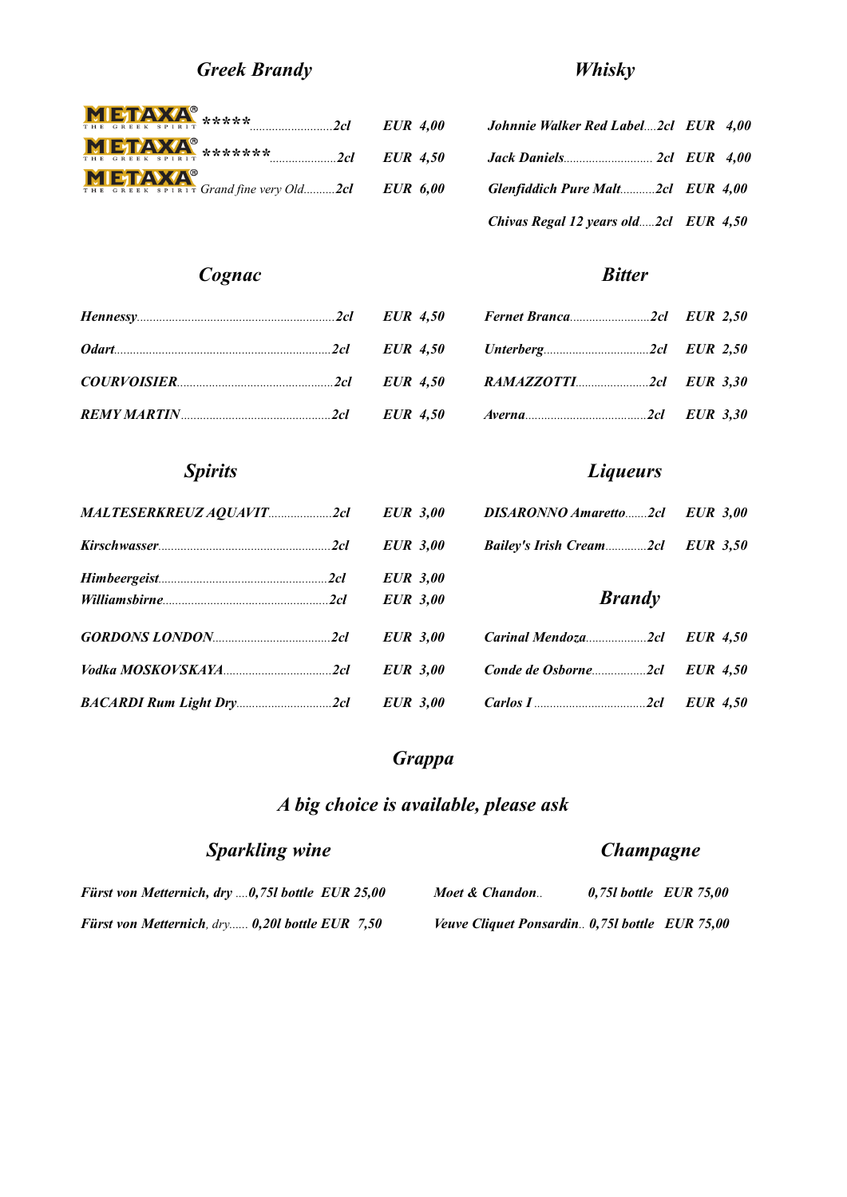## Greek Brandy

| | | |
|---|---|---|
| METAXA ***** | 2cl | EUR 4,00 |
| METAXA ******* | 2cl | EUR 4,50 |
| METAXA Grand fine very Old | 2cl | EUR 6,00 |

## Whisky

| | | |
|---|---|---|
| Johnnie Walker Red Label | 2cl | EUR 4,00 |
| Jack Daniels | 2cl | EUR 4,00 |
| Glenfiddich Pure Malt | 2cl | EUR 4,00 |
| Chivas Regal 12 years old | 2cl | EUR 4,50 |

## Cognac

| | | |
|---|---|---|
| Hennessy | 2cl | EUR 4,50 |
| Odart | 2cl | EUR 4,50 |
| COURVOISIER | 2cl | EUR 4,50 |
| REMY MARTIN | 2cl | EUR 4,50 |

## Bitter

| | | |
|---|---|---|
| Fernet Branca | 2cl | EUR 2,50 |
| Unterberg | 2cl | EUR 2,50 |
| RAMAZZOTTI | 2cl | EUR 3,30 |
| Averna | 2cl | EUR 3,30 |

## Spirits

| | | |
|---|---|---|
| MALTESERKREUZ AQUAVIT | 2cl | EUR 3,00 |
| Kirschwasser | 2cl | EUR 3,00 |
| Himbeergeist | 2cl | EUR 3,00 |
| Williamsbirne | 2cl | EUR 3,00 |
| GORDONS LONDON | 2cl | EUR 3,00 |
| Vodka MOSKOVSKAYA | 2cl | EUR 3,00 |
| BACARDI Rum Light Dry | 2cl | EUR 3,00 |

## Liqueurs

| | | |
|---|---|---|
| DISARONNO Amaretto | 2cl | EUR 3,00 |
| Bailey's Irish Cream | 2cl | EUR 3,50 |

## Brandy

| | | |
|---|---|---|
| Carinal Mendoza | 2cl | EUR 4,50 |
| Conde de Osborne | 2cl | EUR 4,50 |
| Carlos I | 2cl | EUR 4,50 |

## Grappa

## A big choice is available, please ask

## Sparkling wine

| | | |
|---|---|---|
| Fürst von Metternich, dry | 0,75l bottle | EUR 25,00 |
| Fürst von Metternich, dry | 0,20l bottle | EUR 7,50 |

## Champagne

| | | |
|---|---|---|
| Moet & Chandon | 0,75l bottle | EUR 75,00 |
| Veuve Cliquet Ponsardin | 0,75l bottle | EUR 75,00 |